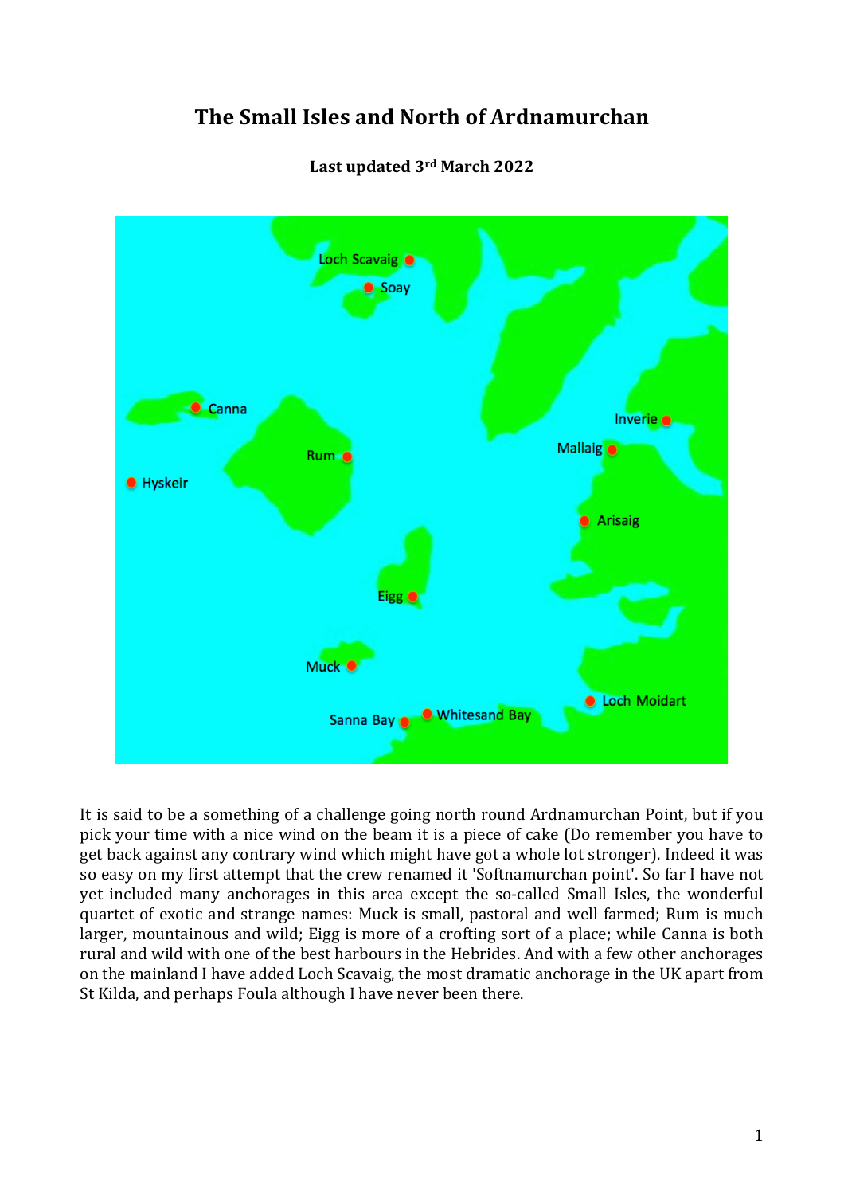# The Small Isles and North of Ardnamurchan

**Last updated 3rd March 2022**

It is said to be a something of a challenge going north round Ardnamurchan Point, but if you pick your time with a nice wind on the beam it is a piece of cake (Do remember you have to get back against any contrary wind which might have got a whole lot stronger). Indeed it was so easy on my first attempt that the crew renamed it 'Softnamurchan point'. So far I have not yet included many anchorages in this area except the so-called Small Isles, the wonderful quartet of exotic and strange names: Muck is small, pastoral and well farmed; Rum is much larger, mountainous and wild; Eigg is more of a crofting sort of a place; while Canna is both rural and wild with one of the best harbours in the Hebrides. And with a few other anchorages on the mainland I have added Loch Scavaig, the most dramatic anchorage in the UK apart from St Kilda, and perhaps Foula although I have never been there.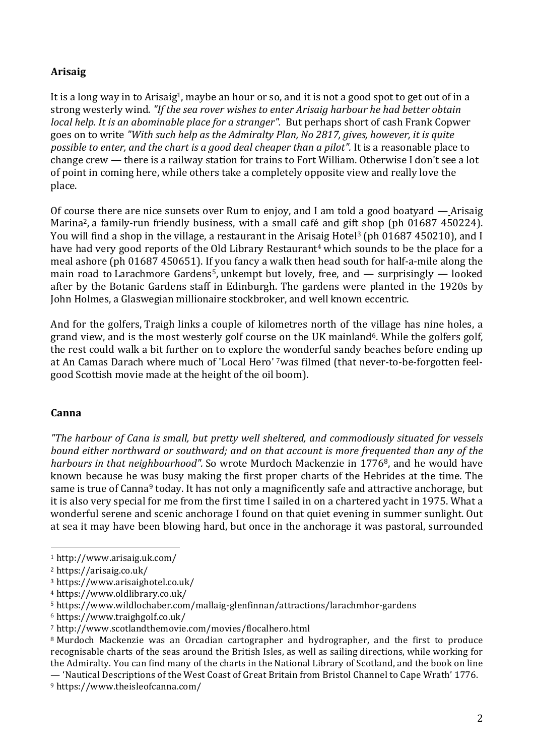### **Arisaig**

It is a long way in to Arisaig[1], maybe an hour or so, and it is not a good spot to get out of in a strong westerly wind. *"If the sea rover wishes to enter Arisaig harbour he had better obtain local help. It is an abominable place for a stranger".* But perhaps short of cash Frank Copwer goes on to write *"With such help as the Admiralty Plan, No 2817, gives, however, it is quite possible to enter, and the chart is a good deal cheaper than a pilot".* It is a reasonable place to change crew — there is a railway station for trains to Fort William. Otherwise I don't see a lot of point in coming here, while others take a completely opposite view and really love the place.

Of course there are nice sunsets over Rum to enjoy, and I am told a good boatyard — Arisaig Marina[2], a family-run friendly business, with a small café and gift shop (ph 01687 450224). You will find a shop in the village, a restaurant in the Arisaig Hotel[3] (ph 01687 450210), and I have had very good reports of the Old Library Restaurant[4] which sounds to be the place for a meal ashore (ph 01687 450651). If you fancy a walk then head south for half-a-mile along the main road to Larachmore Gardens[5], unkempt but lovely, free, and — surprisingly — looked after by the Botanic Gardens staff in Edinburgh. The gardens were planted in the 1920s by John Holmes, a Glaswegian millionaire stockbroker, and well known eccentric.

And for the golfers, Traigh links a couple of kilometres north of the village has nine holes, a grand view, and is the most westerly golf course on the UK mainland[6]. While the golfers golf, the rest could walk a bit further on to explore the wonderful sandy beaches before ending up at An Camas Darach where much of 'Local Hero' [7]was filmed (that never-to-be-forgotten feel-good Scottish movie made at the height of the oil boom).

### **Canna**

*"The harbour of Cana is small, but pretty well sheltered, and commodiously situated for vessels bound either northward or southward; and on that account is more frequented than any of the harbours in that neighbourhood".* So wrote Murdoch Mackenzie in 1776[8], and he would have known because he was busy making the first proper charts of the Hebrides at the time. The same is true of Canna[9] today. It has not only a magnificently safe and attractive anchorage, but it is also very special for me from the first time I sailed in on a chartered yacht in 1975. What a wonderful serene and scenic anchorage I found on that quiet evening in summer sunlight. Out at sea it may have been blowing hard, but once in the anchorage it was pastoral, surrounded

---

[1] http://www.arisaig.uk.com/

[2] https://arisaig.co.uk/

[3] https://www.arisaighotel.co.uk/

[4] https://www.oldlibrary.co.uk/

[5] https://www.wildlochaber.com/mallaig-glenfinnan/attractions/larachmhor-gardens

[6] https://www.traighgolf.co.uk/

[7] http://www.scotlandthemovie.com/movies/flocalhero.html

[8] Murdoch Mackenzie was an Orcadian cartographer and hydrographer, and the first to produce recognisable charts of the seas around the British Isles, as well as sailing directions, while working for the Admiralty. You can find many of the charts in the National Library of Scotland, and the book on line — 'Nautical Descriptions of the West Coast of Great Britain from Bristol Channel to Cape Wrath' 1776.

[9] https://www.theisleofcanna.com/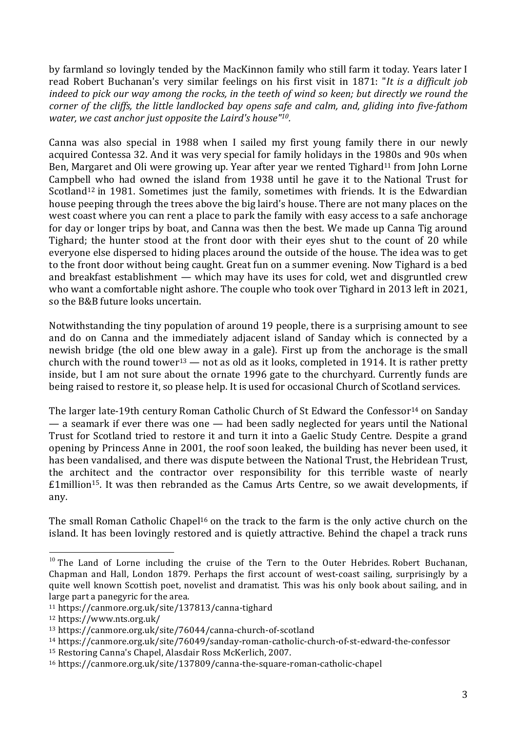by farmland so lovingly tended by the MacKinnon family who still farm it today. Years later I read Robert Buchanan's very similar feelings on his first visit in 1871: "*It is a difficult job indeed to pick our way among the rocks, in the teeth of wind so keen; but directly we round the corner of the cliffs, the little landlocked bay opens safe and calm, and, gliding into five-fathom water, we cast anchor just opposite the Laird's house"*[10].

Canna was also special in 1988 when I sailed my first young family there in our newly acquired Contessa 32. And it was very special for family holidays in the 1980s and 90s when Ben, Margaret and Oli were growing up. Year after year we rented Tighard[11] from John Lorne Campbell who had owned the island from 1938 until he gave it to the National Trust for Scotland[12] in 1981. Sometimes just the family, sometimes with friends. It is the Edwardian house peeping through the trees above the big laird's house. There are not many places on the west coast where you can rent a place to park the family with easy access to a safe anchorage for day or longer trips by boat, and Canna was then the best. We made up Canna Tig around Tighard; the hunter stood at the front door with their eyes shut to the count of 20 while everyone else dispersed to hiding places around the outside of the house. The idea was to get to the front door without being caught. Great fun on a summer evening. Now Tighard is a bed and breakfast establishment — which may have its uses for cold, wet and disgruntled crew who want a comfortable night ashore. The couple who took over Tighard in 2013 left in 2021, so the B&B future looks uncertain.

Notwithstanding the tiny population of around 19 people, there is a surprising amount to see and do on Canna and the immediately adjacent island of Sanday which is connected by a newish bridge (the old one blew away in a gale). First up from the anchorage is the small church with the round tower[13] — not as old as it looks, completed in 1914. It is rather pretty inside, but I am not sure about the ornate 1996 gate to the churchyard. Currently funds are being raised to restore it, so please help. It is used for occasional Church of Scotland services.

The larger late-19th century Roman Catholic Church of St Edward the Confessor[14] on Sanday — a seamark if ever there was one — had been sadly neglected for years until the National Trust for Scotland tried to restore it and turn it into a Gaelic Study Centre. Despite a grand opening by Princess Anne in 2001, the roof soon leaked, the building has never been used, it has been vandalised, and there was dispute between the National Trust, the Hebridean Trust, the architect and the contractor over responsibility for this terrible waste of nearly £1million[15]. It was then rebranded as the Camus Arts Centre, so we await developments, if any.

The small Roman Catholic Chapel[16] on the track to the farm is the only active church on the island. It has been lovingly restored and is quietly attractive. Behind the chapel a track runs

---

[10] The Land of Lorne including the cruise of the Tern to the Outer Hebrides. Robert Buchanan, Chapman and Hall, London 1879. Perhaps the first account of west-coast sailing, surprisingly by a quite well known Scottish poet, novelist and dramatist. This was his only book about sailing, and in large part a panegyric for the area.

[11] https://canmore.org.uk/site/137813/canna-tighard

[12] https://www.nts.org.uk/

[13] https://canmore.org.uk/site/76044/canna-church-of-scotland

[14] https://canmore.org.uk/site/76049/sanday-roman-catholic-church-of-st-edward-the-confessor

[15] Restoring Canna's Chapel, Alasdair Ross McKerlich, 2007.

[16] https://canmore.org.uk/site/137809/canna-the-square-roman-catholic-chapel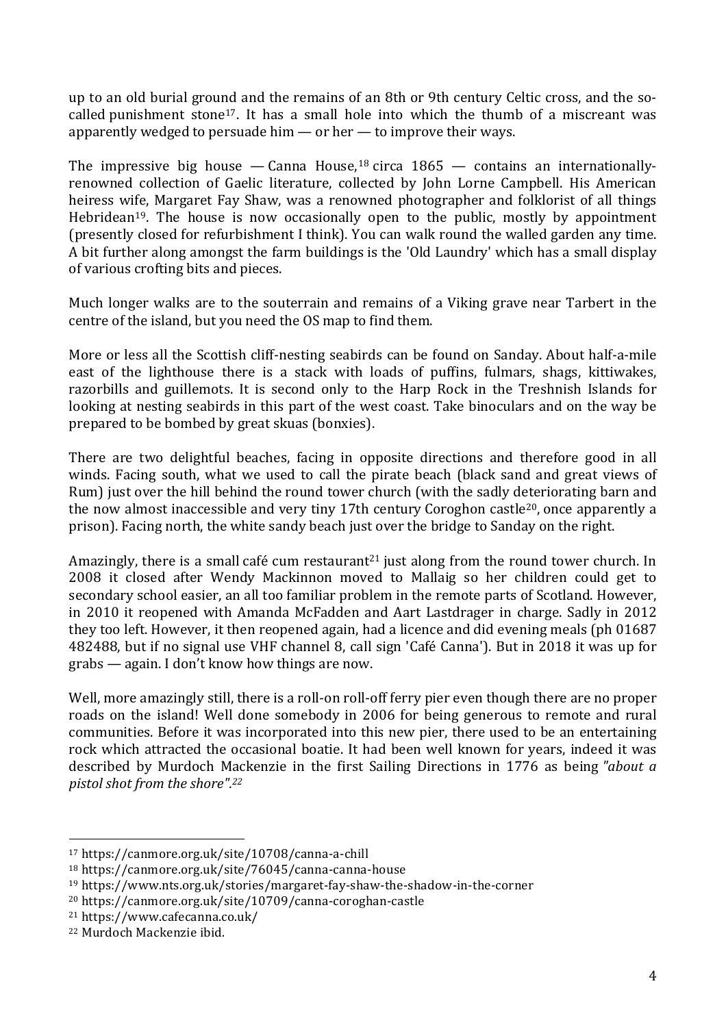up to an old burial ground and the remains of an 8th or 9th century Celtic cross, and the so-called punishment stone[17]. It has a small hole into which the thumb of a miscreant was apparently wedged to persuade him — or her — to improve their ways.

The impressive big house — Canna House,[18] circa 1865 — contains an internationally-renowned collection of Gaelic literature, collected by John Lorne Campbell. His American heiress wife, Margaret Fay Shaw, was a renowned photographer and folklorist of all things Hebridean[19]. The house is now occasionally open to the public, mostly by appointment (presently closed for refurbishment I think). You can walk round the walled garden any time. A bit further along amongst the farm buildings is the 'Old Laundry' which has a small display of various crofting bits and pieces.

Much longer walks are to the souterrain and remains of a Viking grave near Tarbert in the centre of the island, but you need the OS map to find them.

More or less all the Scottish cliff-nesting seabirds can be found on Sanday. About half-a-mile east of the lighthouse there is a stack with loads of puffins, fulmars, shags, kittiwakes, razorbills and guillemots. It is second only to the Harp Rock in the Treshnish Islands for looking at nesting seabirds in this part of the west coast. Take binoculars and on the way be prepared to be bombed by great skuas (bonxies).

There are two delightful beaches, facing in opposite directions and therefore good in all winds. Facing south, what we used to call the pirate beach (black sand and great views of Rum) just over the hill behind the round tower church (with the sadly deteriorating barn and the now almost inaccessible and very tiny 17th century Coroghon castle[20], once apparently a prison). Facing north, the white sandy beach just over the bridge to Sanday on the right.

Amazingly, there is a small café cum restaurant[21] just along from the round tower church. In 2008 it closed after Wendy Mackinnon moved to Mallaig so her children could get to secondary school easier, an all too familiar problem in the remote parts of Scotland. However, in 2010 it reopened with Amanda McFadden and Aart Lastdrager in charge. Sadly in 2012 they too left. However, it then reopened again, had a licence and did evening meals (ph 01687 482488, but if no signal use VHF channel 8, call sign 'Café Canna'). But in 2018 it was up for grabs — again. I don't know how things are now.

Well, more amazingly still, there is a roll-on roll-off ferry pier even though there are no proper roads on the island! Well done somebody in 2006 for being generous to remote and rural communities. Before it was incorporated into this new pier, there used to be an entertaining rock which attracted the occasional boatie. It had been well known for years, indeed it was described by Murdoch Mackenzie in the first Sailing Directions in 1776 as being *"about a pistol shot from the shore".*[22]

---

[17] https://canmore.org.uk/site/10708/canna-a-chill

[18] https://canmore.org.uk/site/76045/canna-canna-house

[19] https://www.nts.org.uk/stories/margaret-fay-shaw-the-shadow-in-the-corner

[20] https://canmore.org.uk/site/10709/canna-coroghon-castle

[21] https://www.cafecanna.co.uk/

[22] Murdoch Mackenzie ibid.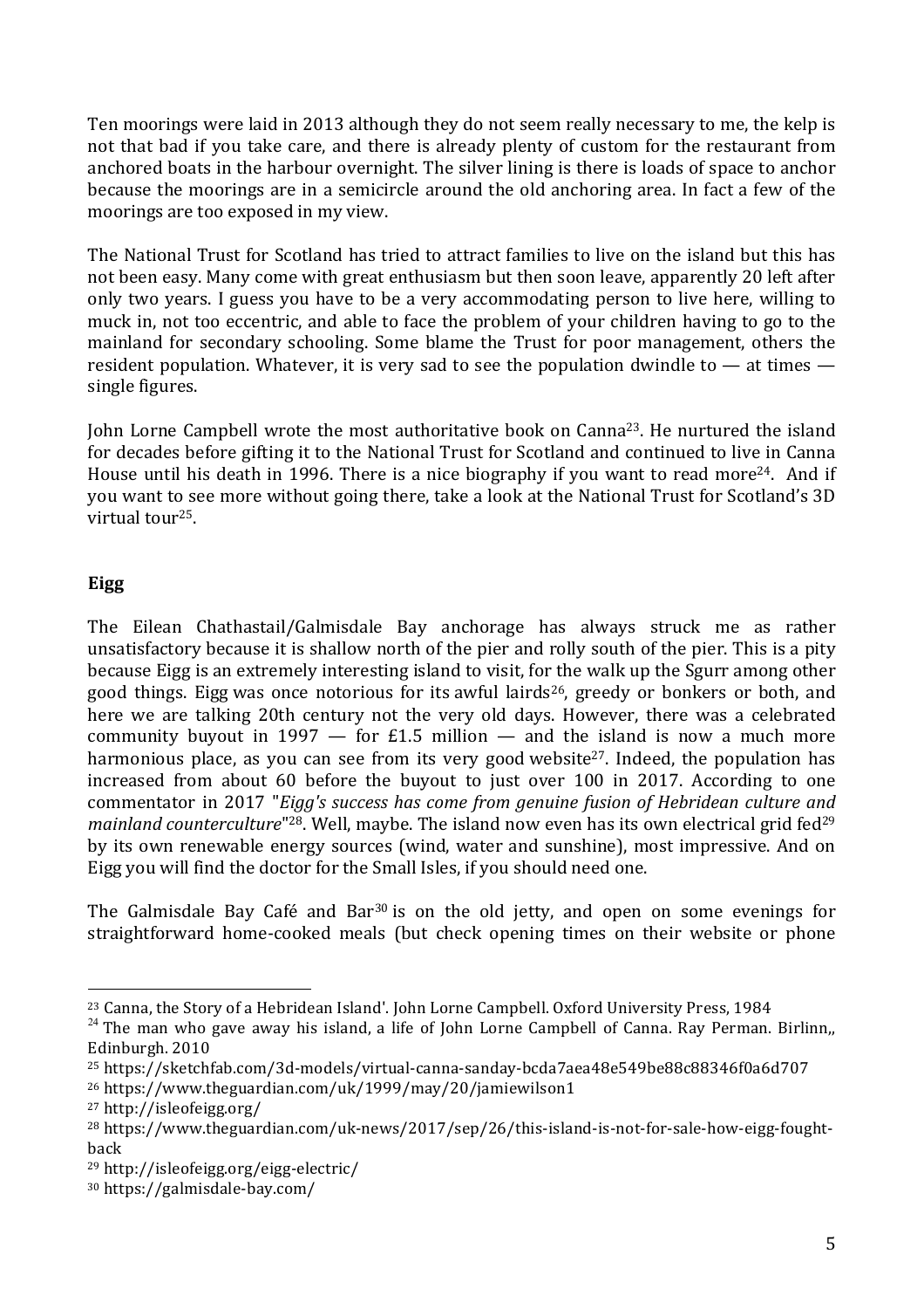Ten moorings were laid in 2013 although they do not seem really necessary to me, the kelp is not that bad if you take care, and there is already plenty of custom for the restaurant from anchored boats in the harbour overnight. The silver lining is there is loads of space to anchor because the moorings are in a semicircle around the old anchoring area. In fact a few of the moorings are too exposed in my view.

The National Trust for Scotland has tried to attract families to live on the island but this has not been easy. Many come with great enthusiasm but then soon leave, apparently 20 left after only two years. I guess you have to be a very accommodating person to live here, willing to muck in, not too eccentric, and able to face the problem of your children having to go to the mainland for secondary schooling. Some blame the Trust for poor management, others the resident population. Whatever, it is very sad to see the population dwindle to — at times — single figures.

John Lorne Campbell wrote the most authoritative book on Canna[23]. He nurtured the island for decades before gifting it to the National Trust for Scotland and continued to live in Canna House until his death in 1996. There is a nice biography if you want to read more[24]. And if you want to see more without going there, take a look at the National Trust for Scotland's 3D virtual tour[25].

## Eigg

The Eilean Chathastail/Galmisdale Bay anchorage has always struck me as rather unsatisfactory because it is shallow north of the pier and rolly south of the pier. This is a pity because Eigg is an extremely interesting island to visit, for the walk up the Sgurr among other good things. Eigg was once notorious for its awful lairds[26], greedy or bonkers or both, and here we are talking 20th century not the very old days. However, there was a celebrated community buyout in 1997 — for £1.5 million — and the island is now a much more harmonious place, as you can see from its very good website[27]. Indeed, the population has increased from about 60 before the buyout to just over 100 in 2017. According to one commentator in 2017 "*Eigg's success has come from genuine fusion of Hebridean culture and mainland counterculture*"[28]. Well, maybe. The island now even has its own electrical grid fed[29] by its own renewable energy sources (wind, water and sunshine), most impressive. And on Eigg you will find the doctor for the Small Isles, if you should need one.

The Galmisdale Bay Café and Bar[30] is on the old jetty, and open on some evenings for straightforward home-cooked meals (but check opening times on their website or phone

---

[23] Canna, the Story of a Hebridean Island'. John Lorne Campbell. Oxford University Press, 1984

[24] The man who gave away his island, a life of John Lorne Campbell of Canna. Ray Perman. Birlinn,, Edinburgh. 2010

[25] https://sketchfab.com/3d-models/virtual-canna-sanday-bcda7aea48e549be88c88346f0a6d707

[26] https://www.theguardian.com/uk/1999/may/20/jamiewilson1

[27] http://isleofeigg.org/

[28] https://www.theguardian.com/uk-news/2017/sep/26/this-island-is-not-for-sale-how-eigg-fought-back

[29] http://isleofeigg.org/eigg-electric/

[30] https://galmisdale-bay.com/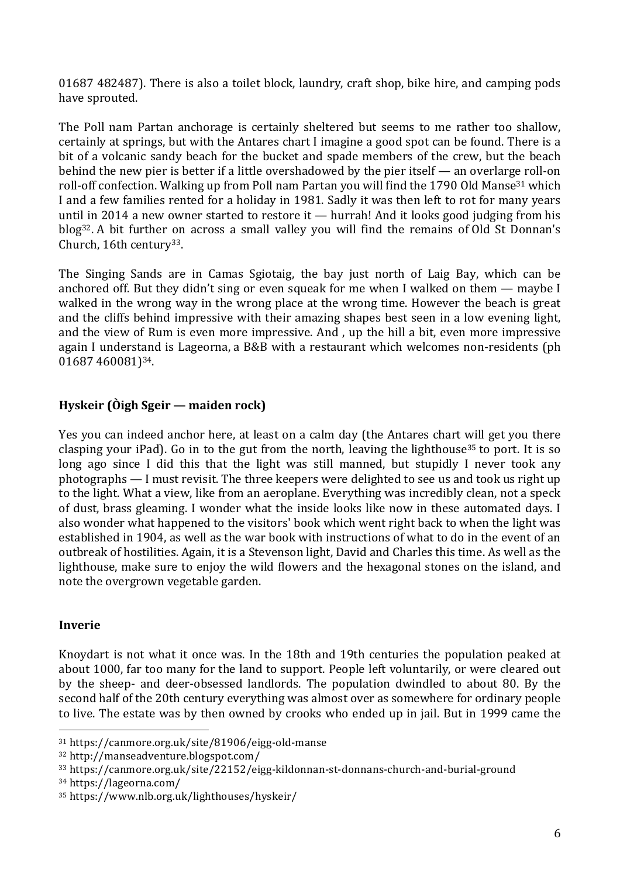01687 482487). There is also a toilet block, laundry, craft shop, bike hire, and camping pods have sprouted.

The Poll nam Partan anchorage is certainly sheltered but seems to me rather too shallow, certainly at springs, but with the Antares chart I imagine a good spot can be found. There is a bit of a volcanic sandy beach for the bucket and spade members of the crew, but the beach behind the new pier is better if a little overshadowed by the pier itself — an overlarge roll-on roll-off confection. Walking up from Poll nam Partan you will find the 1790 Old Manse[31] which I and a few families rented for a holiday in 1981. Sadly it was then left to rot for many years until in 2014 a new owner started to restore it — hurrah! And it looks good judging from his blog[32]. A bit further on across a small valley you will find the remains of Old St Donnan's Church, 16th century[33].

The Singing Sands are in Camas Sgiotaig, the bay just north of Laig Bay, which can be anchored off. But they didn't sing or even squeak for me when I walked on them — maybe I walked in the wrong way in the wrong place at the wrong time. However the beach is great and the cliffs behind impressive with their amazing shapes best seen in a low evening light, and the view of Rum is even more impressive. And , up the hill a bit, even more impressive again I understand is Lageorna, a B&B with a restaurant which welcomes non-residents (ph 01687 460081)[34].

### Hyskeir (Òigh Sgeir — maiden rock)

Yes you can indeed anchor here, at least on a calm day (the Antares chart will get you there clasping your iPad). Go in to the gut from the north, leaving the lighthouse[35] to port. It is so long ago since I did this that the light was still manned, but stupidly I never took any photographs — I must revisit. The three keepers were delighted to see us and took us right up to the light. What a view, like from an aeroplane. Everything was incredibly clean, not a speck of dust, brass gleaming. I wonder what the inside looks like now in these automated days. I also wonder what happened to the visitors' book which went right back to when the light was established in 1904, as well as the war book with instructions of what to do in the event of an outbreak of hostilities. Again, it is a Stevenson light, David and Charles this time. As well as the lighthouse, make sure to enjoy the wild flowers and the hexagonal stones on the island, and note the overgrown vegetable garden.

### Inverie

Knoydart is not what it once was. In the 18th and 19th centuries the population peaked at about 1000, far too many for the land to support. People left voluntarily, or were cleared out by the sheep- and deer-obsessed landlords. The population dwindled to about 80. By the second half of the 20th century everything was almost over as somewhere for ordinary people to live. The estate was by then owned by crooks who ended up in jail. But in 1999 came the

---

[31] https://canmore.org.uk/site/81906/eigg-old-manse

[32] http://manseadventure.blogspot.com/

[33] https://canmore.org.uk/site/22152/eigg-kildonnan-st-donnans-church-and-burial-ground

[34] https://lageorna.com/

[35] https://www.nlb.org.uk/lighthouses/hyskeir/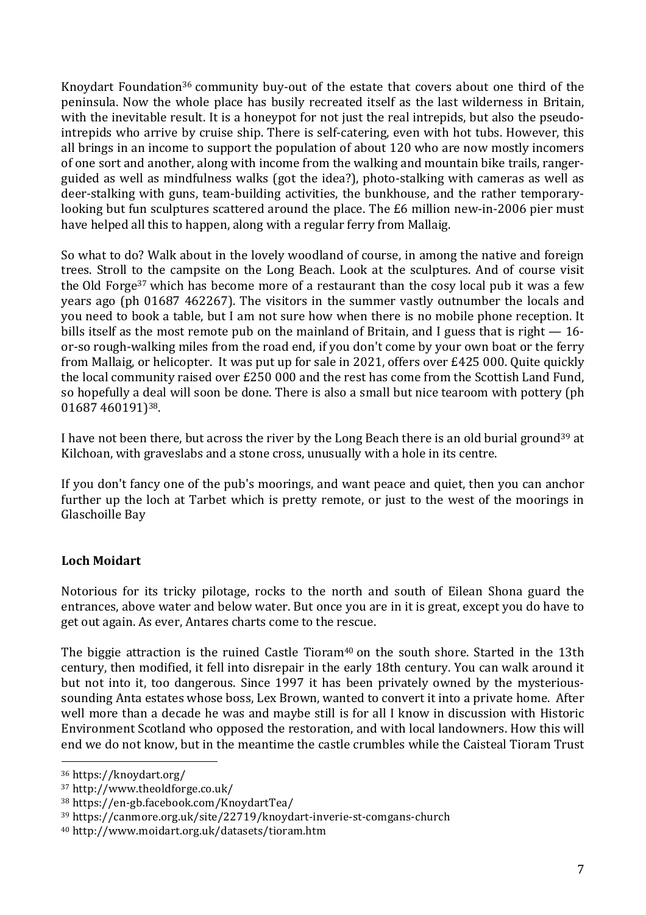Knoydart Foundation[36] community buy-out of the estate that covers about one third of the peninsula. Now the whole place has busily recreated itself as the last wilderness in Britain, with the inevitable result. It is a honeypot for not just the real intrepids, but also the pseudo-intrepids who arrive by cruise ship. There is self-catering, even with hot tubs. However, this all brings in an income to support the population of about 120 who are now mostly incomers of one sort and another, along with income from the walking and mountain bike trails, ranger-guided as well as mindfulness walks (got the idea?), photo-stalking with cameras as well as deer-stalking with guns, team-building activities, the bunkhouse, and the rather temporary-looking but fun sculptures scattered around the place. The £6 million new-in-2006 pier must have helped all this to happen, along with a regular ferry from Mallaig.

So what to do? Walk about in the lovely woodland of course, in among the native and foreign trees. Stroll to the campsite on the Long Beach. Look at the sculptures. And of course visit the Old Forge[37] which has become more of a restaurant than the cosy local pub it was a few years ago (ph 01687 462267). The visitors in the summer vastly outnumber the locals and you need to book a table, but I am not sure how when there is no mobile phone reception. It bills itself as the most remote pub on the mainland of Britain, and I guess that is right — 16-or-so rough-walking miles from the road end, if you don't come by your own boat or the ferry from Mallaig, or helicopter. It was put up for sale in 2021, offers over £425 000. Quite quickly the local community raised over £250 000 and the rest has come from the Scottish Land Fund, so hopefully a deal will soon be done. There is also a small but nice tearoom with pottery (ph 01687 460191)[38].

I have not been there, but across the river by the Long Beach there is an old burial ground[39] at Kilchoan, with graveslabs and a stone cross, unusually with a hole in its centre.

If you don't fancy one of the pub's moorings, and want peace and quiet, then you can anchor further up the loch at Tarbet which is pretty remote, or just to the west of the moorings in Glaschoille Bay

**Loch Moidart**

Notorious for its tricky pilotage, rocks to the north and south of Eilean Shona guard the entrances, above water and below water. But once you are in it is great, except you do have to get out again. As ever, Antares charts come to the rescue.

The biggie attraction is the ruined Castle Tioram[40] on the south shore. Started in the 13th century, then modified, it fell into disrepair in the early 18th century. You can walk around it but not into it, too dangerous. Since 1997 it has been privately owned by the mysterious-sounding Anta estates whose boss, Lex Brown, wanted to convert it into a private home. After well more than a decade he was and maybe still is for all I know in discussion with Historic Environment Scotland who opposed the restoration, and with local landowners. How this will end we do not know, but in the meantime the castle crumbles while the Caisteal Tioram Trust

---

[36] https://knoydart.org/

[37] http://www.theoldforge.co.uk/

[38] https://en-gb.facebook.com/KnoydartTea/

[39] https://canmore.org.uk/site/22719/knoydart-inverie-st-comgans-church

[40] http://www.moidart.org.uk/datasets/tioram.htm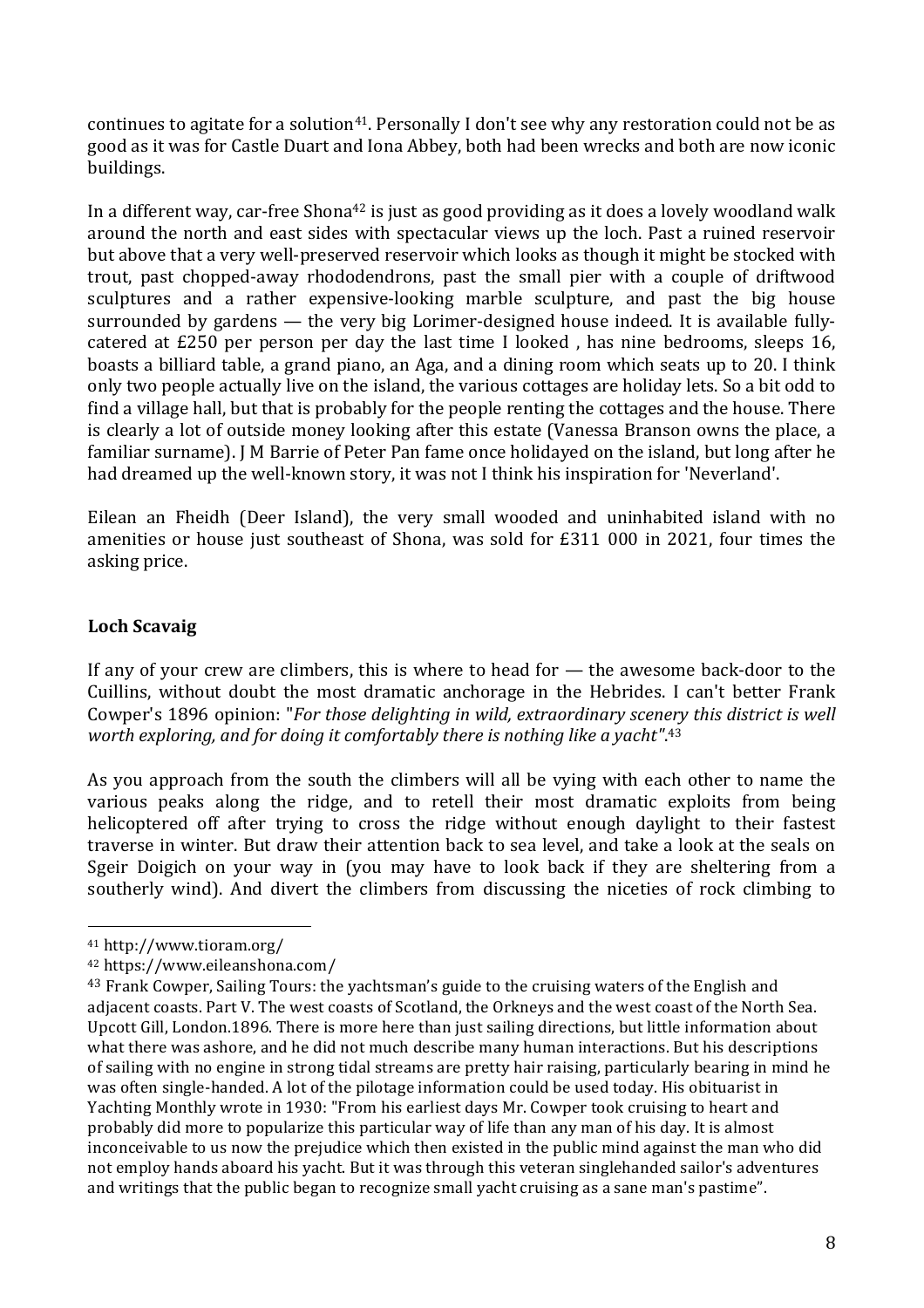continues to agitate for a solution[41]. Personally I don't see why any restoration could not be as good as it was for Castle Duart and Iona Abbey, both had been wrecks and both are now iconic buildings.

In a different way, car-free Shona[42] is just as good providing as it does a lovely woodland walk around the north and east sides with spectacular views up the loch. Past a ruined reservoir but above that a very well-preserved reservoir which looks as though it might be stocked with trout, past chopped-away rhododendrons, past the small pier with a couple of driftwood sculptures and a rather expensive-looking marble sculpture, and past the big house surrounded by gardens — the very big Lorimer-designed house indeed. It is available fully-catered at £250 per person per day the last time I looked , has nine bedrooms, sleeps 16, boasts a billiard table, a grand piano, an Aga, and a dining room which seats up to 20. I think only two people actually live on the island, the various cottages are holiday lets. So a bit odd to find a village hall, but that is probably for the people renting the cottages and the house. There is clearly a lot of outside money looking after this estate (Vanessa Branson owns the place, a familiar surname). J M Barrie of Peter Pan fame once holidayed on the island, but long after he had dreamed up the well-known story, it was not I think his inspiration for 'Neverland'.

Eilean an Fheidh (Deer Island), the very small wooded and uninhabited island with no amenities or house just southeast of Shona, was sold for £311 000 in 2021, four times the asking price.

### Loch Scavaig

If any of your crew are climbers, this is where to head for — the awesome back-door to the Cuillins, without doubt the most dramatic anchorage in the Hebrides. I can't better Frank Cowper's 1896 opinion: "*For those delighting in wild, extraordinary scenery this district is well worth exploring, and for doing it comfortably there is nothing like a yacht"*.[43]

As you approach from the south the climbers will all be vying with each other to name the various peaks along the ridge, and to retell their most dramatic exploits from being helicoptered off after trying to cross the ridge without enough daylight to their fastest traverse in winter. But draw their attention back to sea level, and take a look at the seals on Sgeir Doigich on your way in (you may have to look back if they are sheltering from a southerly wind). And divert the climbers from discussing the niceties of rock climbing to

---

[41] http://www.tioram.org/

[42] https://www.eileanshona.com/

[43] Frank Cowper, Sailing Tours: the yachtsman's guide to the cruising waters of the English and adjacent coasts. Part V. The west coasts of Scotland, the Orkneys and the west coast of the North Sea. Upcott Gill, London.1896. There is more here than just sailing directions, but little information about what there was ashore, and he did not much describe many human interactions. But his descriptions of sailing with no engine in strong tidal streams are pretty hair raising, particularly bearing in mind he was often single-handed. A lot of the pilotage information could be used today. His obituarist in Yachting Monthly wrote in 1930: "From his earliest days Mr. Cowper took cruising to heart and probably did more to popularize this particular way of life than any man of his day. It is almost inconceivable to us now the prejudice which then existed in the public mind against the man who did not employ hands aboard his yacht. But it was through this veteran singlehanded sailor's adventures and writings that the public began to recognize small yacht cruising as a sane man's pastime".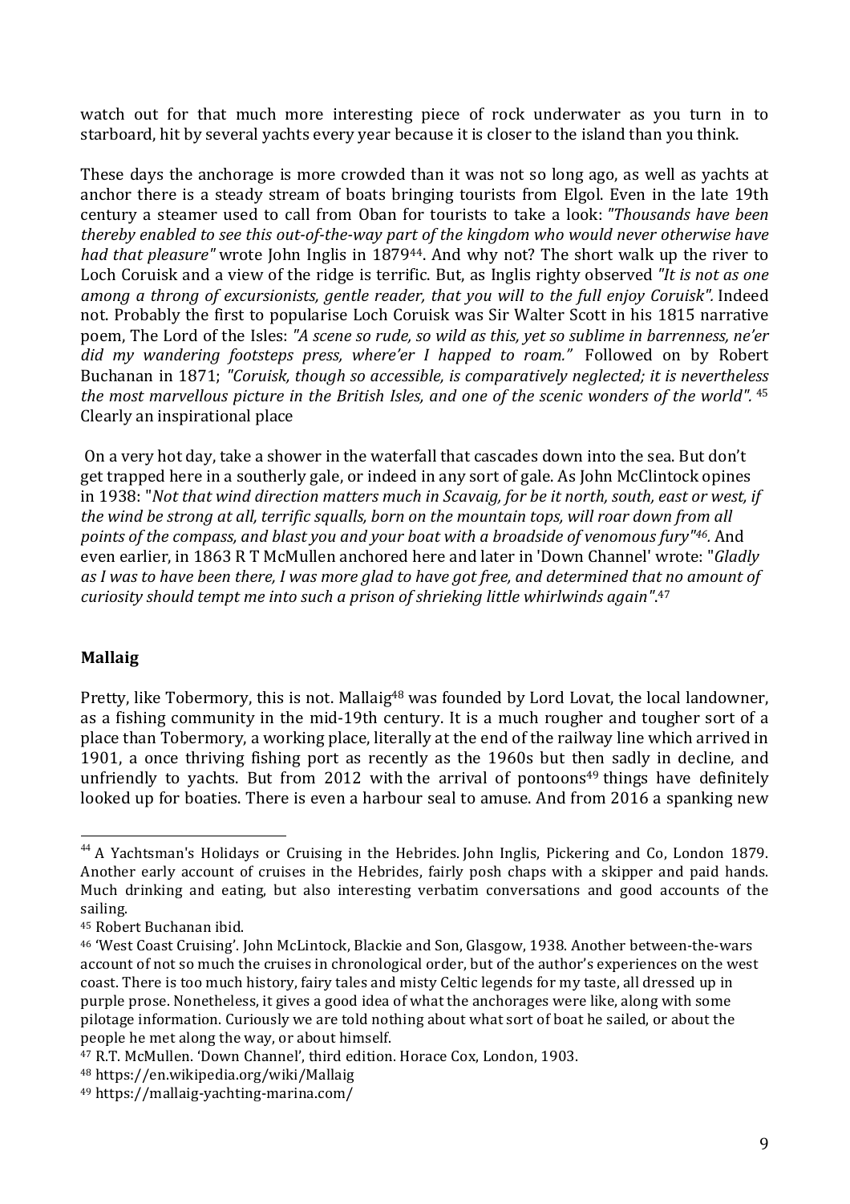watch out for that much more interesting piece of rock underwater as you turn in to starboard, hit by several yachts every year because it is closer to the island than you think.

These days the anchorage is more crowded than it was not so long ago, as well as yachts at anchor there is a steady stream of boats bringing tourists from Elgol. Even in the late 19th century a steamer used to call from Oban for tourists to take a look: *"Thousands have been thereby enabled to see this out-of-the-way part of the kingdom who would never otherwise have had that pleasure"* wrote John Inglis in 1879[44]. And why not? The short walk up the river to Loch Coruisk and a view of the ridge is terrific. But, as Inglis righty observed *"It is not as one among a throng of excursionists, gentle reader, that you will to the full enjoy Coruisk".* Indeed not. Probably the first to popularise Loch Coruisk was Sir Walter Scott in his 1815 narrative poem, The Lord of the Isles: *"A scene so rude, so wild as this, yet so sublime in barrenness, ne'er did my wandering footsteps press, where'er I happed to roam."* Followed on by Robert Buchanan in 1871; *"Coruisk, though so accessible, is comparatively neglected; it is nevertheless the most marvellous picture in the British Isles, and one of the scenic wonders of the world".* [45] Clearly an inspirational place

On a very hot day, take a shower in the waterfall that cascades down into the sea. But don't get trapped here in a southerly gale, or indeed in any sort of gale. As John McClintock opines in 1938: "*Not that wind direction matters much in Scavaig, for be it north, south, east or west, if the wind be strong at all, terrific squalls, born on the mountain tops, will roar down from all points of the compass, and blast you and your boat with a broadside of venomous fury"*[46]. And even earlier, in 1863 R T McMullen anchored here and later in 'Down Channel' wrote: "*Gladly as I was to have been there, I was more glad to have got free, and determined that no amount of curiosity should tempt me into such a prison of shrieking little whirlwinds again"*.[47]

## Mallaig

Pretty, like Tobermory, this is not. Mallaig[48] was founded by Lord Lovat, the local landowner, as a fishing community in the mid-19th century. It is a much rougher and tougher sort of a place than Tobermory, a working place, literally at the end of the railway line which arrived in 1901, a once thriving fishing port as recently as the 1960s but then sadly in decline, and unfriendly to yachts. But from 2012 with the arrival of pontoons[49] things have definitely looked up for boaties. There is even a harbour seal to amuse. And from 2016 a spanking new

---

[44] A Yachtsman's Holidays or Cruising in the Hebrides. John Inglis, Pickering and Co, London 1879. Another early account of cruises in the Hebrides, fairly posh chaps with a skipper and paid hands. Much drinking and eating, but also interesting verbatim conversations and good accounts of the sailing.

[45] Robert Buchanan ibid.

[46] 'West Coast Cruising'. John McLintock, Blackie and Son, Glasgow, 1938. Another between-the-wars account of not so much the cruises in chronological order, but of the author's experiences on the west coast. There is too much history, fairy tales and misty Celtic legends for my taste, all dressed up in purple prose. Nonetheless, it gives a good idea of what the anchorages were like, along with some pilotage information. Curiously we are told nothing about what sort of boat he sailed, or about the people he met along the way, or about himself.

[47] R.T. McMullen. 'Down Channel', third edition. Horace Cox, London, 1903.

[48] https://en.wikipedia.org/wiki/Mallaig

[49] https://mallaig-yachting-marina.com/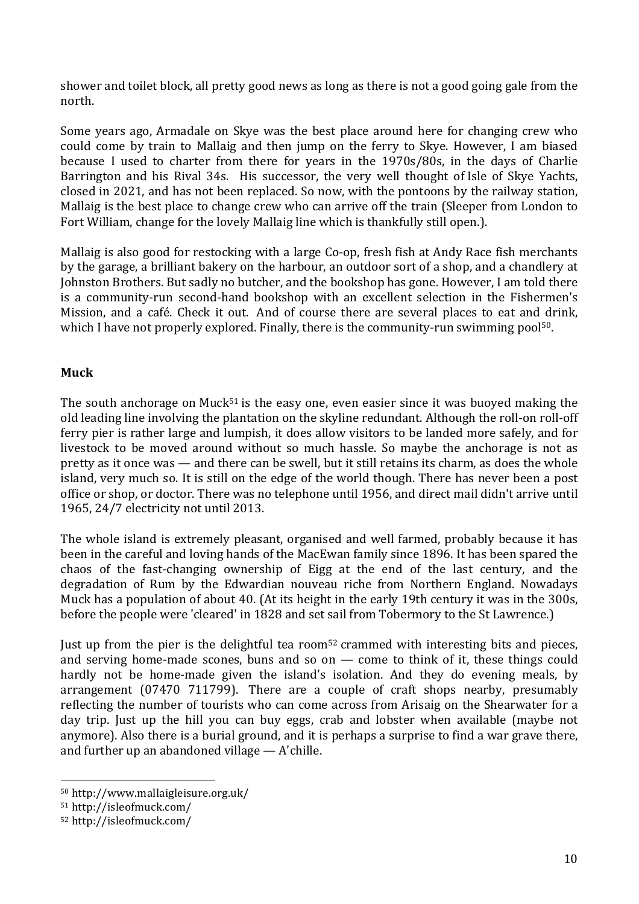shower and toilet block, all pretty good news as long as there is not a good going gale from the north.

Some years ago, Armadale on Skye was the best place around here for changing crew who could come by train to Mallaig and then jump on the ferry to Skye. However, I am biased because I used to charter from there for years in the 1970s/80s, in the days of Charlie Barrington and his Rival 34s. His successor, the very well thought of Isle of Skye Yachts, closed in 2021, and has not been replaced. So now, with the pontoons by the railway station, Mallaig is the best place to change crew who can arrive off the train (Sleeper from London to Fort William, change for the lovely Mallaig line which is thankfully still open.).

Mallaig is also good for restocking with a large Co-op, fresh fish at Andy Race fish merchants by the garage, a brilliant bakery on the harbour, an outdoor sort of a shop, and a chandlery at Johnston Brothers. But sadly no butcher, and the bookshop has gone. However, I am told there is a community-run second-hand bookshop with an excellent selection in the Fishermen's Mission, and a café. Check it out. And of course there are several places to eat and drink, which I have not properly explored. Finally, there is the community-run swimming pool[50].

## Muck

The south anchorage on Muck[51] is the easy one, even easier since it was buoyed making the old leading line involving the plantation on the skyline redundant. Although the roll-on roll-off ferry pier is rather large and lumpish, it does allow visitors to be landed more safely, and for livestock to be moved around without so much hassle. So maybe the anchorage is not as pretty as it once was — and there can be swell, but it still retains its charm, as does the whole island, very much so. It is still on the edge of the world though. There has never been a post office or shop, or doctor. There was no telephone until 1956, and direct mail didn't arrive until 1965, 24/7 electricity not until 2013.

The whole island is extremely pleasant, organised and well farmed, probably because it has been in the careful and loving hands of the MacEwan family since 1896. It has been spared the chaos of the fast-changing ownership of Eigg at the end of the last century, and the degradation of Rum by the Edwardian nouveau riche from Northern England. Nowadays Muck has a population of about 40. (At its height in the early 19th century it was in the 300s, before the people were 'cleared' in 1828 and set sail from Tobermory to the St Lawrence.)

Just up from the pier is the delightful tea room[52] crammed with interesting bits and pieces, and serving home-made scones, buns and so on — come to think of it, these things could hardly not be home-made given the island's isolation. And they do evening meals, by arrangement (07470 711799). There are a couple of craft shops nearby, presumably reflecting the number of tourists who can come across from Arisaig on the Shearwater for a day trip. Just up the hill you can buy eggs, crab and lobster when available (maybe not anymore). Also there is a burial ground, and it is perhaps a surprise to find a war grave there, and further up an abandoned village — A'chille.

---

[50] http://www.mallaigleisure.org.uk/

[51] http://isleofmuck.com/

[52] http://isleofmuck.com/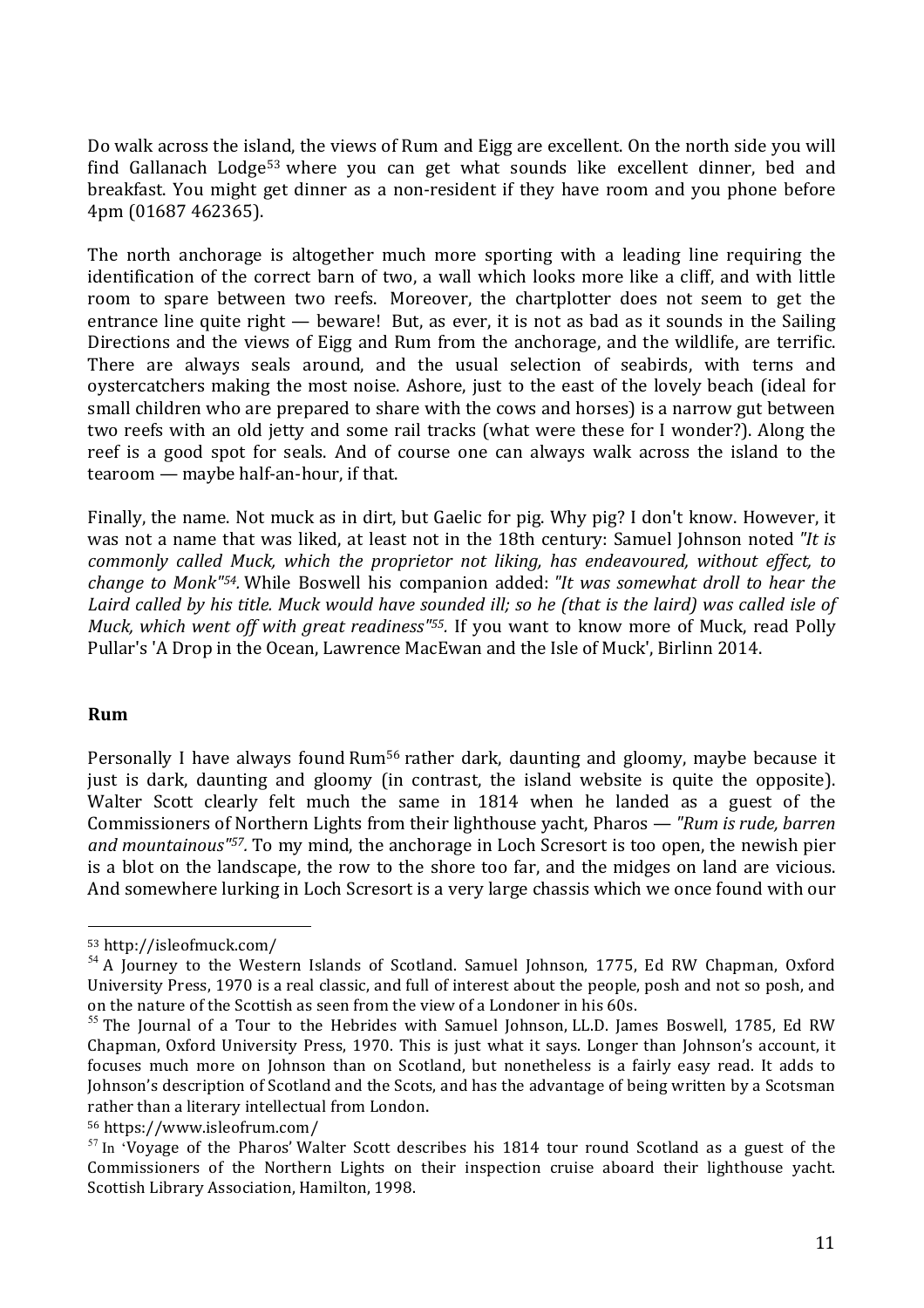Do walk across the island, the views of Rum and Eigg are excellent. On the north side you will find Gallanach Lodge[53] where you can get what sounds like excellent dinner, bed and breakfast. You might get dinner as a non-resident if they have room and you phone before 4pm (01687 462365).

The north anchorage is altogether much more sporting with a leading line requiring the identification of the correct barn of two, a wall which looks more like a cliff, and with little room to spare between two reefs. Moreover, the chartplotter does not seem to get the entrance line quite right — beware! But, as ever, it is not as bad as it sounds in the Sailing Directions and the views of Eigg and Rum from the anchorage, and the wildlife, are terrific. There are always seals around, and the usual selection of seabirds, with terns and oystercatchers making the most noise. Ashore, just to the east of the lovely beach (ideal for small children who are prepared to share with the cows and horses) is a narrow gut between two reefs with an old jetty and some rail tracks (what were these for I wonder?). Along the reef is a good spot for seals. And of course one can always walk across the island to the tearoom — maybe half-an-hour, if that.

Finally, the name. Not muck as in dirt, but Gaelic for pig. Why pig? I don't know. However, it was not a name that was liked, at least not in the 18th century: Samuel Johnson noted *"It is commonly called Muck, which the proprietor not liking, has endeavoured, without effect, to change to Monk"*[54]. While Boswell his companion added: *"It was somewhat droll to hear the Laird called by his title. Muck would have sounded ill; so he (that is the laird) was called isle of Muck, which went off with great readiness"*[55]. If you want to know more of Muck, read Polly Pullar's 'A Drop in the Ocean, Lawrence MacEwan and the Isle of Muck', Birlinn 2014.

**Rum**

Personally I have always found Rum[56] rather dark, daunting and gloomy, maybe because it just is dark, daunting and gloomy (in contrast, the island website is quite the opposite). Walter Scott clearly felt much the same in 1814 when he landed as a guest of the Commissioners of Northern Lights from their lighthouse yacht, Pharos — *"Rum is rude, barren and mountainous"*[57]. To my mind, the anchorage in Loch Scresort is too open, the newish pier is a blot on the landscape, the row to the shore too far, and the midges on land are vicious. And somewhere lurking in Loch Scresort is a very large chassis which we once found with our

---

[53] http://isleofmuck.com/

[54] A Journey to the Western Islands of Scotland. Samuel Johnson, 1775, Ed RW Chapman, Oxford University Press, 1970 is a real classic, and full of interest about the people, posh and not so posh, and on the nature of the Scottish as seen from the view of a Londoner in his 60s.

[55] The Journal of a Tour to the Hebrides with Samuel Johnson, LL.D. James Boswell, 1785, Ed RW Chapman, Oxford University Press, 1970. This is just what it says. Longer than Johnson's account, it focuses much more on Johnson than on Scotland, but nonetheless is a fairly easy read. It adds to Johnson's description of Scotland and the Scots, and has the advantage of being written by a Scotsman rather than a literary intellectual from London.

[56] https://www.isleofrum.com/

[57] In 'Voyage of the Pharos' Walter Scott describes his 1814 tour round Scotland as a guest of the Commissioners of the Northern Lights on their inspection cruise aboard their lighthouse yacht. Scottish Library Association, Hamilton, 1998.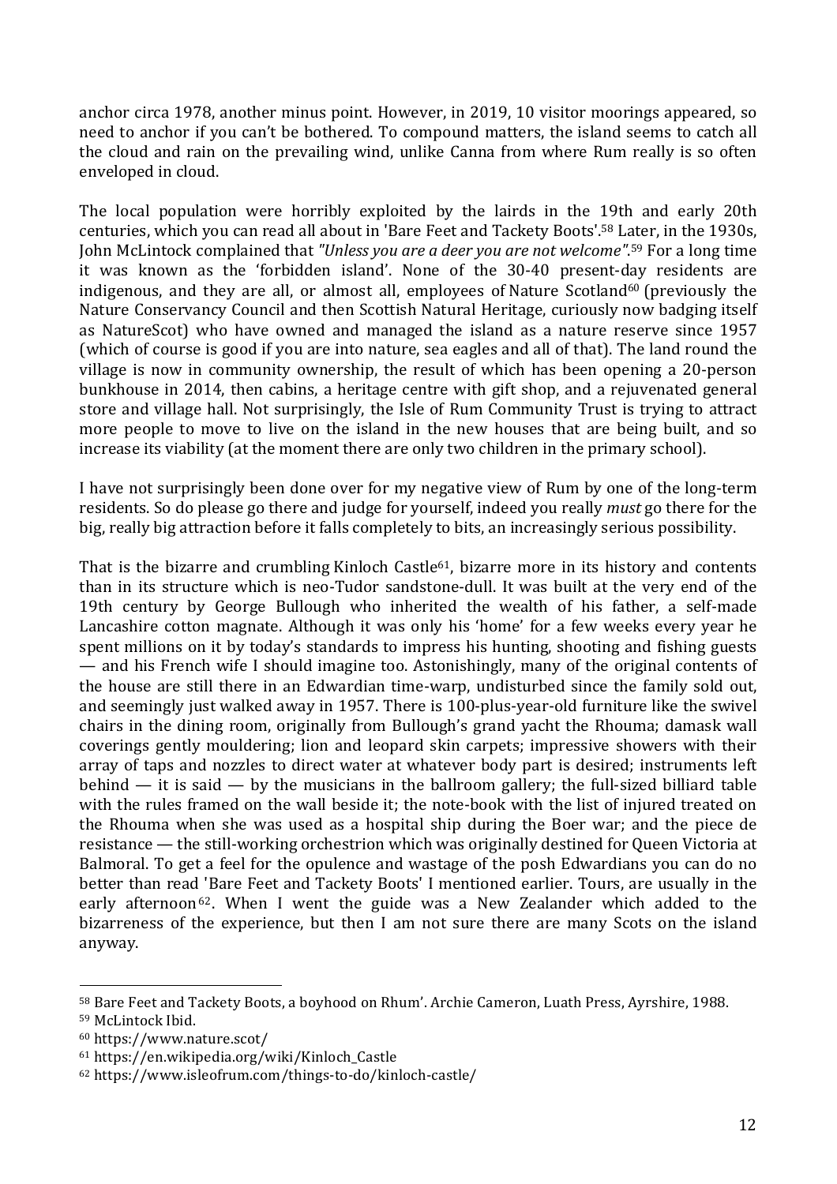anchor circa 1978, another minus point. However, in 2019, 10 visitor moorings appeared, so need to anchor if you can't be bothered. To compound matters, the island seems to catch all the cloud and rain on the prevailing wind, unlike Canna from where Rum really is so often enveloped in cloud.

The local population were horribly exploited by the lairds in the 19th and early 20th centuries, which you can read all about in 'Bare Feet and Tackety Boots'.[58] Later, in the 1930s, John McLintock complained that *"Unless you are a deer you are not welcome"*.[59] For a long time it was known as the 'forbidden island'. None of the 30-40 present-day residents are indigenous, and they are all, or almost all, employees of Nature Scotland[60] (previously the Nature Conservancy Council and then Scottish Natural Heritage, curiously now badging itself as NatureScot) who have owned and managed the island as a nature reserve since 1957 (which of course is good if you are into nature, sea eagles and all of that). The land round the village is now in community ownership, the result of which has been opening a 20-person bunkhouse in 2014, then cabins, a heritage centre with gift shop, and a rejuvenated general store and village hall. Not surprisingly, the Isle of Rum Community Trust is trying to attract more people to move to live on the island in the new houses that are being built, and so increase its viability (at the moment there are only two children in the primary school).

I have not surprisingly been done over for my negative view of Rum by one of the long-term residents. So do please go there and judge for yourself, indeed you really *must* go there for the big, really big attraction before it falls completely to bits, an increasingly serious possibility.

That is the bizarre and crumbling Kinloch Castle[61], bizarre more in its history and contents than in its structure which is neo-Tudor sandstone-dull. It was built at the very end of the 19th century by George Bullough who inherited the wealth of his father, a self-made Lancashire cotton magnate. Although it was only his 'home' for a few weeks every year he spent millions on it by today's standards to impress his hunting, shooting and fishing guests — and his French wife I should imagine too. Astonishingly, many of the original contents of the house are still there in an Edwardian time-warp, undisturbed since the family sold out, and seemingly just walked away in 1957. There is 100-plus-year-old furniture like the swivel chairs in the dining room, originally from Bullough's grand yacht the Rhouma; damask wall coverings gently mouldering; lion and leopard skin carpets; impressive showers with their array of taps and nozzles to direct water at whatever body part is desired; instruments left behind — it is said — by the musicians in the ballroom gallery; the full-sized billiard table with the rules framed on the wall beside it; the note-book with the list of injured treated on the Rhouma when she was used as a hospital ship during the Boer war; and the piece de resistance — the still-working orchestrion which was originally destined for Queen Victoria at Balmoral. To get a feel for the opulence and wastage of the posh Edwardians you can do no better than read 'Bare Feet and Tackety Boots' I mentioned earlier. Tours, are usually in the early afternoon[62]. When I went the guide was a New Zealander which added to the bizarreness of the experience, but then I am not sure there are many Scots on the island anyway.

---

[58] Bare Feet and Tackety Boots, a boyhood on Rhum'. Archie Cameron, Luath Press, Ayrshire, 1988.

[59] McLintock Ibid.

[60] https://www.nature.scot/

[61] https://en.wikipedia.org/wiki/Kinloch_Castle

[62] https://www.isleofrum.com/things-to-do/kinloch-castle/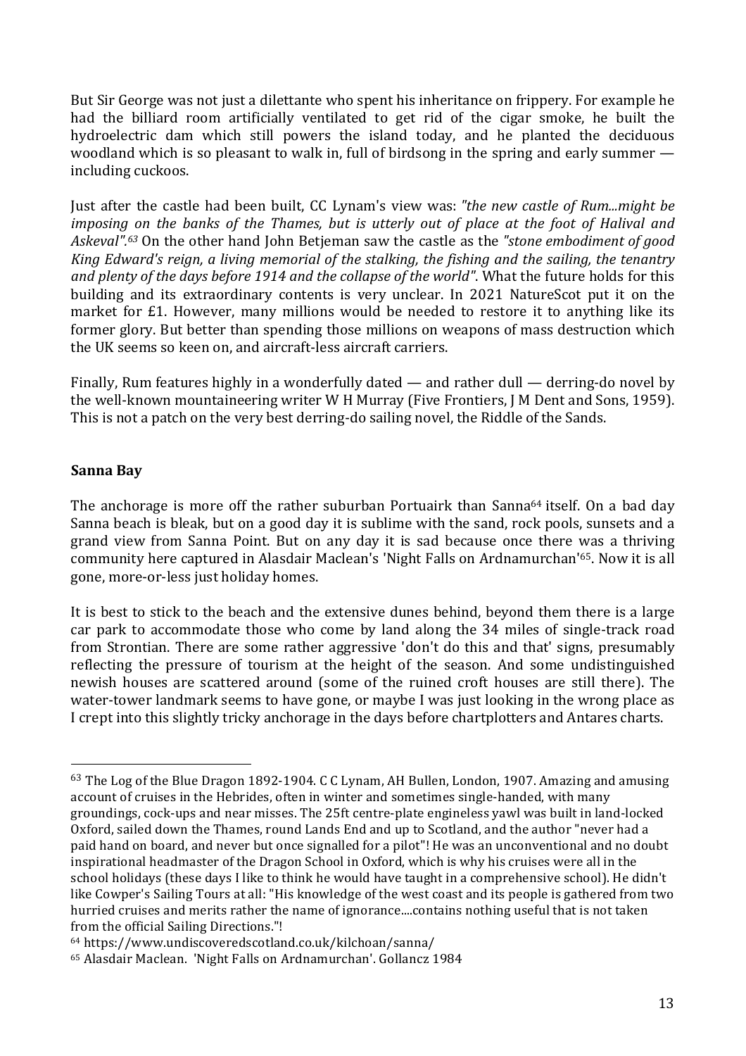But Sir George was not just a dilettante who spent his inheritance on frippery. For example he had the billiard room artificially ventilated to get rid of the cigar smoke, he built the hydroelectric dam which still powers the island today, and he planted the deciduous woodland which is so pleasant to walk in, full of birdsong in the spring and early summer — including cuckoos.

Just after the castle had been built, CC Lynam's view was: *"the new castle of Rum...might be imposing on the banks of the Thames, but is utterly out of place at the foot of Halival and Askeval".*[63] On the other hand John Betjeman saw the castle as the *"stone embodiment of good King Edward's reign, a living memorial of the stalking, the fishing and the sailing, the tenantry and plenty of the days before 1914 and the collapse of the world"*. What the future holds for this building and its extraordinary contents is very unclear. In 2021 NatureScot put it on the market for £1. However, many millions would be needed to restore it to anything like its former glory. But better than spending those millions on weapons of mass destruction which the UK seems so keen on, and aircraft-less aircraft carriers.

Finally, Rum features highly in a wonderfully dated — and rather dull — derring-do novel by the well-known mountaineering writer W H Murray (Five Frontiers, J M Dent and Sons, 1959). This is not a patch on the very best derring-do sailing novel, the Riddle of the Sands.

**Sanna Bay**

The anchorage is more off the rather suburban Portuairk than Sanna[64] itself. On a bad day Sanna beach is bleak, but on a good day it is sublime with the sand, rock pools, sunsets and a grand view from Sanna Point. But on any day it is sad because once there was a thriving community here captured in Alasdair Maclean's 'Night Falls on Ardnamurchan'[65]. Now it is all gone, more-or-less just holiday homes.

It is best to stick to the beach and the extensive dunes behind, beyond them there is a large car park to accommodate those who come by land along the 34 miles of single-track road from Strontian. There are some rather aggressive 'don't do this and that' signs, presumably reflecting the pressure of tourism at the height of the season. And some undistinguished newish houses are scattered around (some of the ruined croft houses are still there). The water-tower landmark seems to have gone, or maybe I was just looking in the wrong place as I crept into this slightly tricky anchorage in the days before chartplotters and Antares charts.

---

[63] The Log of the Blue Dragon 1892-1904. C C Lynam, AH Bullen, London, 1907. Amazing and amusing account of cruises in the Hebrides, often in winter and sometimes single-handed, with many groundings, cock-ups and near misses. The 25ft centre-plate engineless yawl was built in land-locked Oxford, sailed down the Thames, round Lands End and up to Scotland, and the author "never had a paid hand on board, and never but once signalled for a pilot"! He was an unconventional and no doubt inspirational headmaster of the Dragon School in Oxford, which is why his cruises were all in the school holidays (these days I like to think he would have taught in a comprehensive school). He didn't like Cowper's Sailing Tours at all: "His knowledge of the west coast and its people is gathered from two hurried cruises and merits rather the name of ignorance....contains nothing useful that is not taken from the official Sailing Directions."!

[64] https://www.undiscoveredscotland.co.uk/kilchoan/sanna/

[65] Alasdair Maclean. 'Night Falls on Ardnamurchan'. Gollancz 1984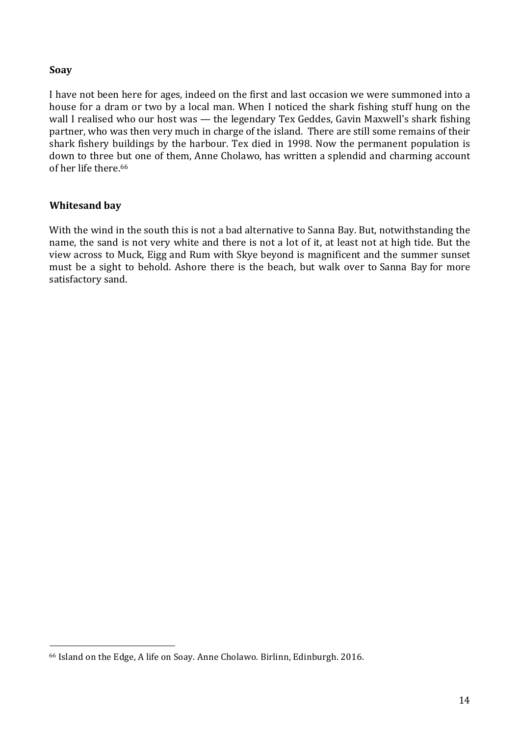**Soay**

I have not been here for ages, indeed on the first and last occasion we were summoned into a house for a dram or two by a local man. When I noticed the shark fishing stuff hung on the wall I realised who our host was — the legendary Tex Geddes, Gavin Maxwell's shark fishing partner, who was then very much in charge of the island. There are still some remains of their shark fishery buildings by the harbour. Tex died in 1998. Now the permanent population is down to three but one of them, Anne Cholawo, has written a splendid and charming account of her life there.[66]

**Whitesand bay**

With the wind in the south this is not a bad alternative to Sanna Bay. But, notwithstanding the name, the sand is not very white and there is not a lot of it, at least not at high tide. But the view across to Muck, Eigg and Rum with Skye beyond is magnificent and the summer sunset must be a sight to behold. Ashore there is the beach, but walk over to Sanna Bay for more satisfactory sand.

---

[66] Island on the Edge, A life on Soay. Anne Cholawo. Birlinn, Edinburgh. 2016.